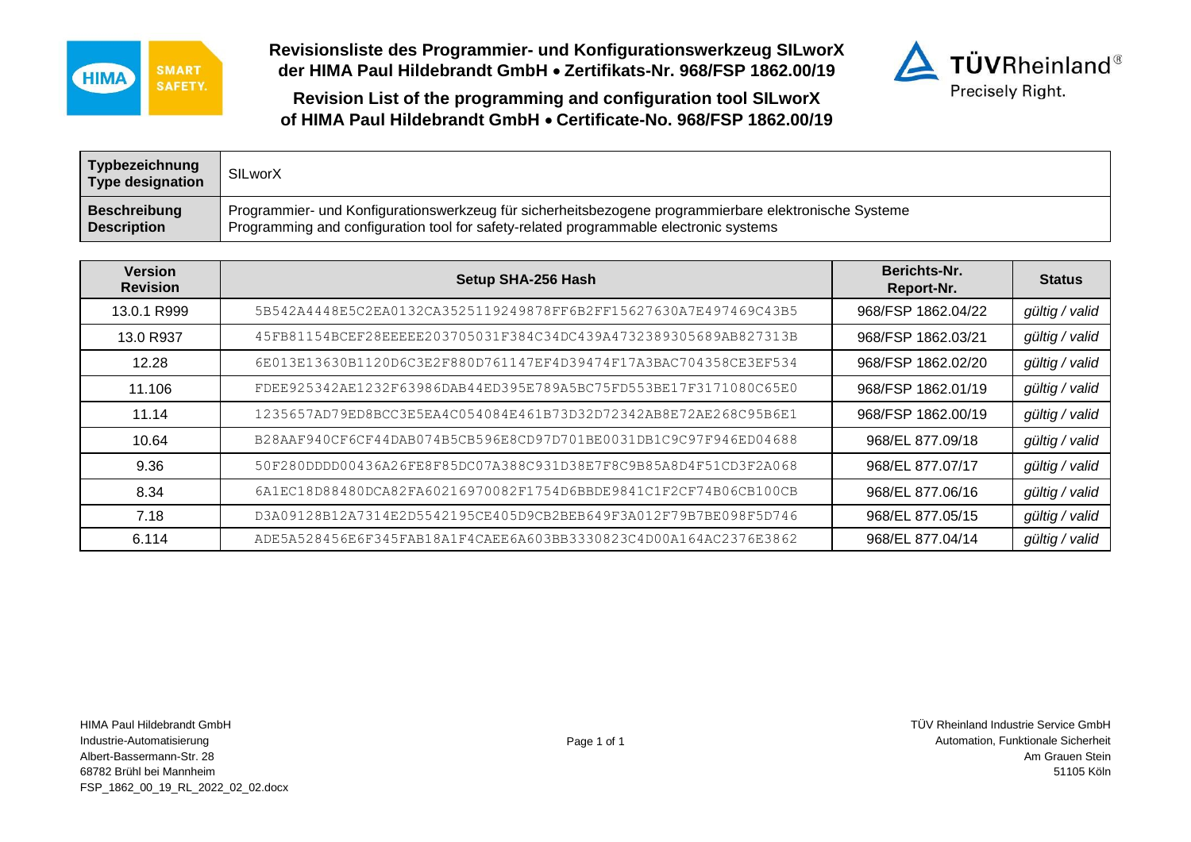# Revisionsliste des Programmier- und Konfigurationswerkzeug SILworX der HIMA Paul Hildebrandt GmbH • Zertifikats-Nr. 968/FSP 1862.00/19

# Revision List of the programming and configuration tool SILworX of HIMA Paul Hildebrandt GmbH • Certificate-No. 968/FSP 1862.00/19

| **Typbezeichnung** **Type designation** | SILworX |
|---|---|
| **Beschreibung** **Description** | Programmier- und Konfigurationswerkzeug für sicherheitsbezogene programmierbare elektronische Systeme<br>Programming and configuration tool for safety-related programmable electronic systems |

| Version Revision | Setup SHA-256 Hash | Berichts-Nr. Report-Nr. | Status |
|---|---|---|---|
| 13.0.1 R999 | 5B542A4448E5C2EA0132CA3525119249878FF6B2FF15627630A7E497469C43B5 | 968/FSP 1862.04/22 | *gültig / valid* |
| 13.0 R937 | 45FB81154BCEF28EEEEE203705031F384C34DC439A4732389305689AB827313B | 968/FSP 1862.03/21 | *gültig / valid* |
| 12.28 | 6E013E13630B1120D6C3E2F880D761147EF4D39474F17A3BAC704358CE3EF534 | 968/FSP 1862.02/20 | *gültig / valid* |
| 11.106 | FDEE925342AE1232F63986DAB44ED395E789A5BC75FD553BE17F3171080C65E0 | 968/FSP 1862.01/19 | *gültig / valid* |
| 11.14 | 1235657AD79ED8BCC3E5EA4C054084E461B73D32D72342AB8E72AE268C95B6E1 | 968/FSP 1862.00/19 | *gültig / valid* |
| 10.64 | B28AAF940CF6CF44DAB074B5CB596E8CD97D701BE0031DB1C9C97F946ED04688 | 968/EL 877.09/18 | *gültig / valid* |
| 9.36 | 50F280DDDD00436A26FE8F85DC07A388C931D38E7F8C9B85A8D4F51CD3F2A068 | 968/EL 877.07/17 | *gültig / valid* |
| 8.34 | 6A1EC18D88480DCA82FA60216970082F1754D6BBDE9841C1F2CF74B06CB100CB | 968/EL 877.06/16 | *gültig / valid* |
| 7.18 | D3A09128B12A7314E2D5542195CE405D9CB2BEB649F3A012F79B7BE098F5D746 | 968/EL 877.05/15 | *gültig / valid* |
| 6.114 | ADE5A528456E6F345FAB18A1F4CAEE6A603BB3330823C4D00A164AC2376E3862 | 968/EL 877.04/14 | *gültig / valid* |

HIMA Paul Hildebrandt GmbH
Industrie-Automatisierung
Albert-Bassermann-Str. 28
68782 Brühl bei Mannheim
FSP_1862_00_19_RL_2022_02_02.docx

TÜV Rheinland Industrie Service GmbH
Automation, Funktionale Sicherheit
Am Grauen Stein
51105 Köln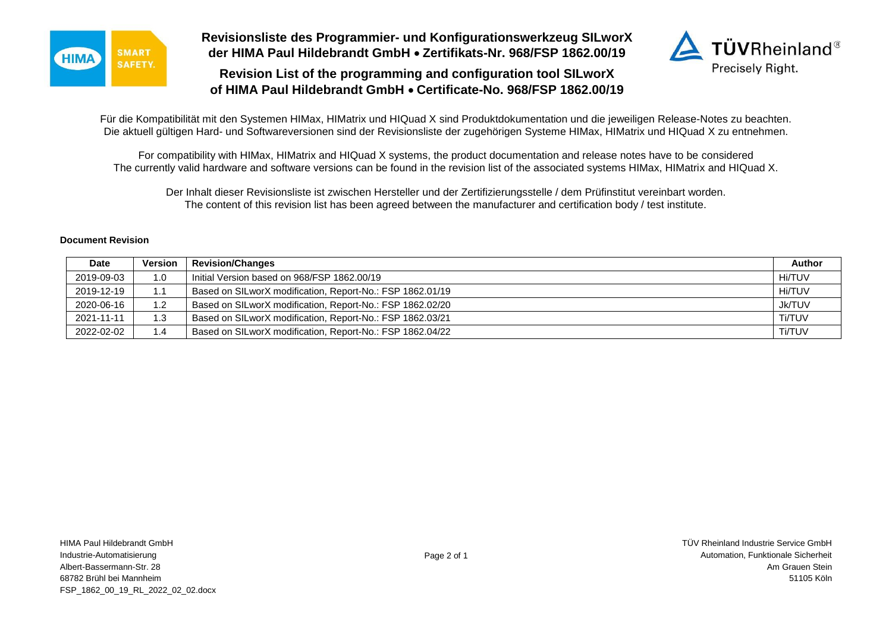Für die Kompatibilität mit den Systemen HIMax, HIMatrix und HIQuad X sind Produktdokumentation und die jeweiligen Release-Notes zu beachten.
Die aktuell gültigen Hard- und Softwareversionen sind der Revisionsliste der zugehörigen Systeme HIMax, HIMatrix und HIQuad X zu entnehmen.

For compatibility with HIMax, HIMatrix and HIQuad X systems, the product documentation and release notes have to be considered
The currently valid hardware and software versions can be found in the revision list of the associated systems HIMax, HIMatrix and HIQuad X.

Der Inhalt dieser Revisionsliste ist zwischen Hersteller und der Zertifizierungsstelle / dem Prüfinstitut vereinbart worden.
The content of this revision list has been agreed between the manufacturer and certification body / test institute.

**Document Revision**

| Date | Version | Revision/Changes | Author |
|---|---|---|---|
| 2019-09-03 | 1.0 | Initial Version based on 968/FSP 1862.00/19 | Hi/TUV |
| 2019-12-19 | 1.1 | Based on SILworX modification, Report-No.: FSP 1862.01/19 | Hi/TUV |
| 2020-06-16 | 1.2 | Based on SILworX modification, Report-No.: FSP 1862.02/20 | Jk/TUV |
| 2021-11-11 | 1.3 | Based on SILworX modification, Report-No.: FSP 1862.03/21 | Ti/TUV |
| 2022-02-02 | 1.4 | Based on SILworX modification, Report-No.: FSP 1862.04/22 | Ti/TUV |